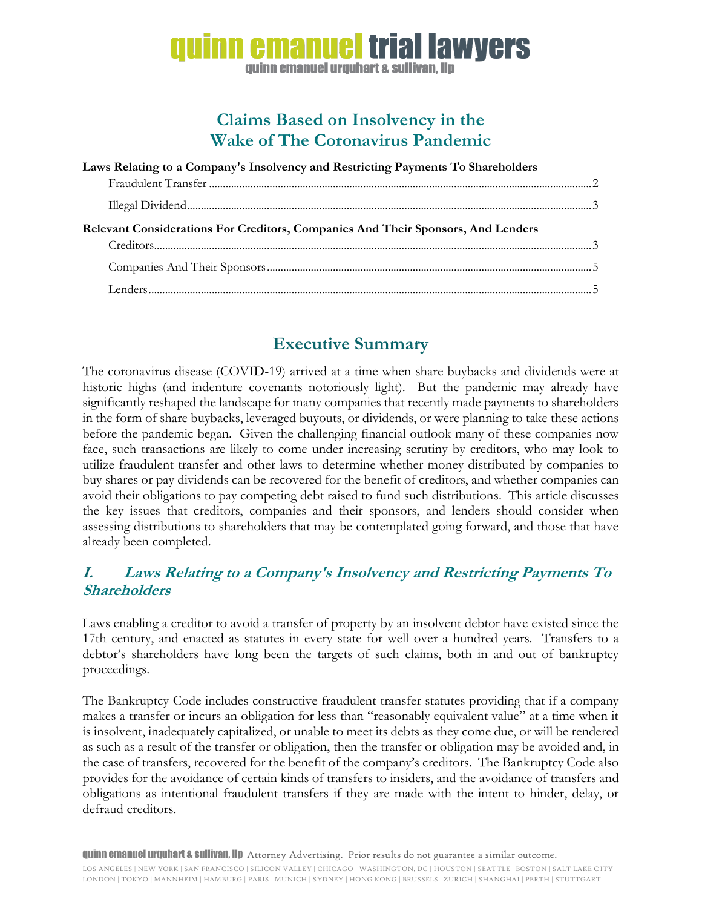# Claims Based on Insolvency in the Wake of The Coronavirus Pandemic

**Laws Relating to a Company's Insolvency and Restricting Payments To Shareholders**

- Fraudulent Transfer ........ 2
- Illegal Dividend ........ 3

**Relevant Considerations For Creditors, Companies And Their Sponsors, And Lenders**

- Creditors ........ 3
- Companies And Their Sponsors ........ 5
- Lenders ........ 5

## Executive Summary

The coronavirus disease (COVID-19) arrived at a time when share buybacks and dividends were at historic highs (and indenture covenants notoriously light). But the pandemic may already have significantly reshaped the landscape for many companies that recently made payments to shareholders in the form of share buybacks, leveraged buyouts, or dividends, or were planning to take these actions before the pandemic began. Given the challenging financial outlook many of these companies now face, such transactions are likely to come under increasing scrutiny by creditors, who may look to utilize fraudulent transfer and other laws to determine whether money distributed by companies to buy shares or pay dividends can be recovered for the benefit of creditors, and whether companies can avoid their obligations to pay competing debt raised to fund such distributions. This article discusses the key issues that creditors, companies and their sponsors, and lenders should consider when assessing distributions to shareholders that may be contemplated going forward, and those that have already been completed.

## *I. Laws Relating to a Company's Insolvency and Restricting Payments To Shareholders*

Laws enabling a creditor to avoid a transfer of property by an insolvent debtor have existed since the 17th century, and enacted as statutes in every state for well over a hundred years. Transfers to a debtor's shareholders have long been the targets of such claims, both in and out of bankruptcy proceedings.

The Bankruptcy Code includes constructive fraudulent transfer statutes providing that if a company makes a transfer or incurs an obligation for less than "reasonably equivalent value" at a time when it is insolvent, inadequately capitalized, or unable to meet its debts as they come due, or will be rendered as such as a result of the transfer or obligation, then the transfer or obligation may be avoided and, in the case of transfers, recovered for the benefit of the company's creditors. The Bankruptcy Code also provides for the avoidance of certain kinds of transfers to insiders, and the avoidance of transfers and obligations as intentional fraudulent transfers if they are made with the intent to hinder, delay, or defraud creditors.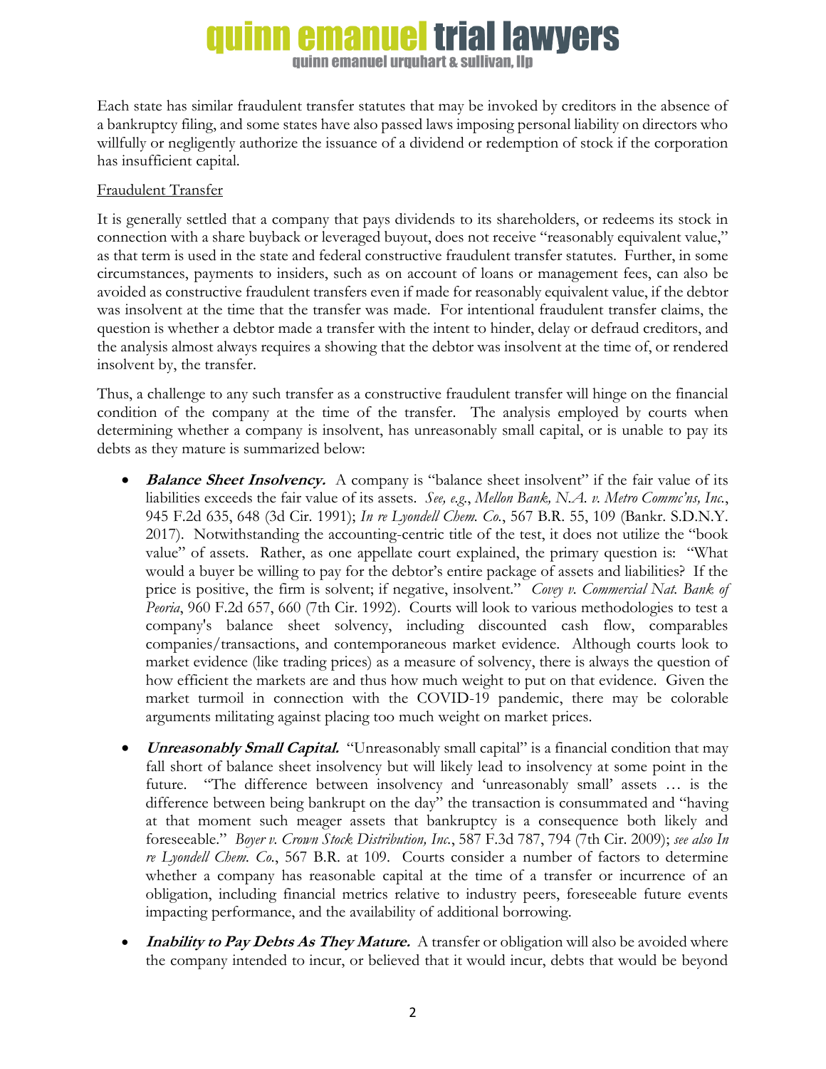Each state has similar fraudulent transfer statutes that may be invoked by creditors in the absence of a bankruptcy filing, and some states have also passed laws imposing personal liability on directors who willfully or negligently authorize the issuance of a dividend or redemption of stock if the corporation has insufficient capital.

Fraudulent Transfer

It is generally settled that a company that pays dividends to its shareholders, or redeems its stock in connection with a share buyback or leveraged buyout, does not receive "reasonably equivalent value," as that term is used in the state and federal constructive fraudulent transfer statutes. Further, in some circumstances, payments to insiders, such as on account of loans or management fees, can also be avoided as constructive fraudulent transfers even if made for reasonably equivalent value, if the debtor was insolvent at the time that the transfer was made. For intentional fraudulent transfer claims, the question is whether a debtor made a transfer with the intent to hinder, delay or defraud creditors, and the analysis almost always requires a showing that the debtor was insolvent at the time of, or rendered insolvent by, the transfer.

Thus, a challenge to any such transfer as a constructive fraudulent transfer will hinge on the financial condition of the company at the time of the transfer. The analysis employed by courts when determining whether a company is insolvent, has unreasonably small capital, or is unable to pay its debts as they mature is summarized below:

- ***Balance Sheet Insolvency.*** A company is "balance sheet insolvent" if the fair value of its liabilities exceeds the fair value of its assets. *See, e.g.*, *Mellon Bank, N.A. v. Metro Commc'ns, Inc.*, 945 F.2d 635, 648 (3d Cir. 1991); *In re Lyondell Chem. Co.*, 567 B.R. 55, 109 (Bankr. S.D.N.Y. 2017). Notwithstanding the accounting-centric title of the test, it does not utilize the "book value" of assets. Rather, as one appellate court explained, the primary question is: "What would a buyer be willing to pay for the debtor's entire package of assets and liabilities? If the price is positive, the firm is solvent; if negative, insolvent." *Covey v. Commercial Nat. Bank of Peoria*, 960 F.2d 657, 660 (7th Cir. 1992). Courts will look to various methodologies to test a company's balance sheet solvency, including discounted cash flow, comparables companies/transactions, and contemporaneous market evidence. Although courts look to market evidence (like trading prices) as a measure of solvency, there is always the question of how efficient the markets are and thus how much weight to put on that evidence. Given the market turmoil in connection with the COVID-19 pandemic, there may be colorable arguments militating against placing too much weight on market prices.

- ***Unreasonably Small Capital.*** "Unreasonably small capital" is a financial condition that may fall short of balance sheet insolvency but will likely lead to insolvency at some point in the future. "The difference between insolvency and 'unreasonably small' assets … is the difference between being bankrupt on the day" the transaction is consummated and "having at that moment such meager assets that bankruptcy is a consequence both likely and foreseeable." *Boyer v. Crown Stock Distribution, Inc.*, 587 F.3d 787, 794 (7th Cir. 2009); *see also In re Lyondell Chem. Co.*, 567 B.R. at 109. Courts consider a number of factors to determine whether a company has reasonable capital at the time of a transfer or incurrence of an obligation, including financial metrics relative to industry peers, foreseeable future events impacting performance, and the availability of additional borrowing.

- ***Inability to Pay Debts As They Mature.*** A transfer or obligation will also be avoided where the company intended to incur, or believed that it would incur, debts that would be beyond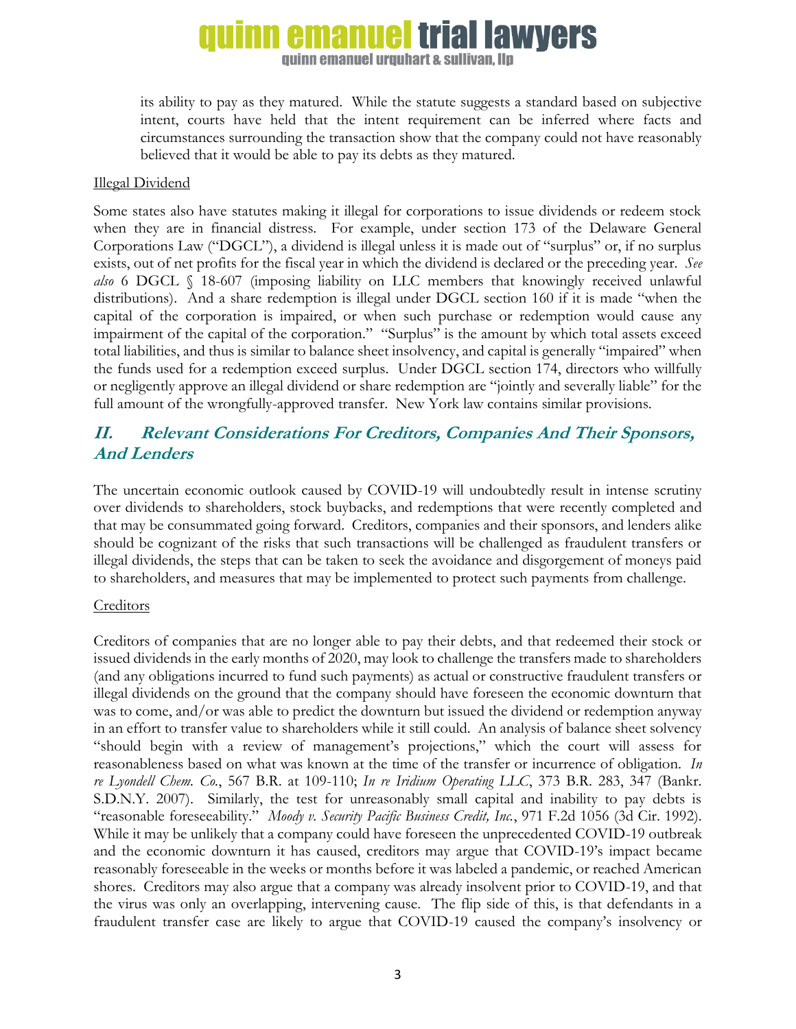its ability to pay as they matured. While the statute suggests a standard based on subjective intent, courts have held that the intent requirement can be inferred where facts and circumstances surrounding the transaction show that the company could not have reasonably believed that it would be able to pay its debts as they matured.

Illegal Dividend

Some states also have statutes making it illegal for corporations to issue dividends or redeem stock when they are in financial distress. For example, under section 173 of the Delaware General Corporations Law ("DGCL"), a dividend is illegal unless it is made out of "surplus" or, if no surplus exists, out of net profits for the fiscal year in which the dividend is declared or the preceding year. *See also* 6 DGCL § 18-607 (imposing liability on LLC members that knowingly received unlawful distributions). And a share redemption is illegal under DGCL section 160 if it is made "when the capital of the corporation is impaired, or when such purchase or redemption would cause any impairment of the capital of the corporation." "Surplus" is the amount by which total assets exceed total liabilities, and thus is similar to balance sheet insolvency, and capital is generally "impaired" when the funds used for a redemption exceed surplus. Under DGCL section 174, directors who willfully or negligently approve an illegal dividend or share redemption are "jointly and severally liable" for the full amount of the wrongfully-approved transfer. New York law contains similar provisions.

## II. Relevant Considerations For Creditors, Companies And Their Sponsors, And Lenders

The uncertain economic outlook caused by COVID-19 will undoubtedly result in intense scrutiny over dividends to shareholders, stock buybacks, and redemptions that were recently completed and that may be consummated going forward. Creditors, companies and their sponsors, and lenders alike should be cognizant of the risks that such transactions will be challenged as fraudulent transfers or illegal dividends, the steps that can be taken to seek the avoidance and disgorgement of moneys paid to shareholders, and measures that may be implemented to protect such payments from challenge.

Creditors

Creditors of companies that are no longer able to pay their debts, and that redeemed their stock or issued dividends in the early months of 2020, may look to challenge the transfers made to shareholders (and any obligations incurred to fund such payments) as actual or constructive fraudulent transfers or illegal dividends on the ground that the company should have foreseen the economic downturn that was to come, and/or was able to predict the downturn but issued the dividend or redemption anyway in an effort to transfer value to shareholders while it still could. An analysis of balance sheet solvency "should begin with a review of management's projections," which the court will assess for reasonableness based on what was known at the time of the transfer or incurrence of obligation. *In re Lyondell Chem. Co.*, 567 B.R. at 109-110; *In re Iridium Operating LLC*, 373 B.R. 283, 347 (Bankr. S.D.N.Y. 2007). Similarly, the test for unreasonably small capital and inability to pay debts is "reasonable foreseeability." *Moody v. Security Pacific Business Credit, Inc.*, 971 F.2d 1056 (3d Cir. 1992). While it may be unlikely that a company could have foreseen the unprecedented COVID-19 outbreak and the economic downturn it has caused, creditors may argue that COVID-19's impact became reasonably foreseeable in the weeks or months before it was labeled a pandemic, or reached American shores. Creditors may also argue that a company was already insolvent prior to COVID-19, and that the virus was only an overlapping, intervening cause. The flip side of this, is that defendants in a fraudulent transfer case are likely to argue that COVID-19 caused the company's insolvency or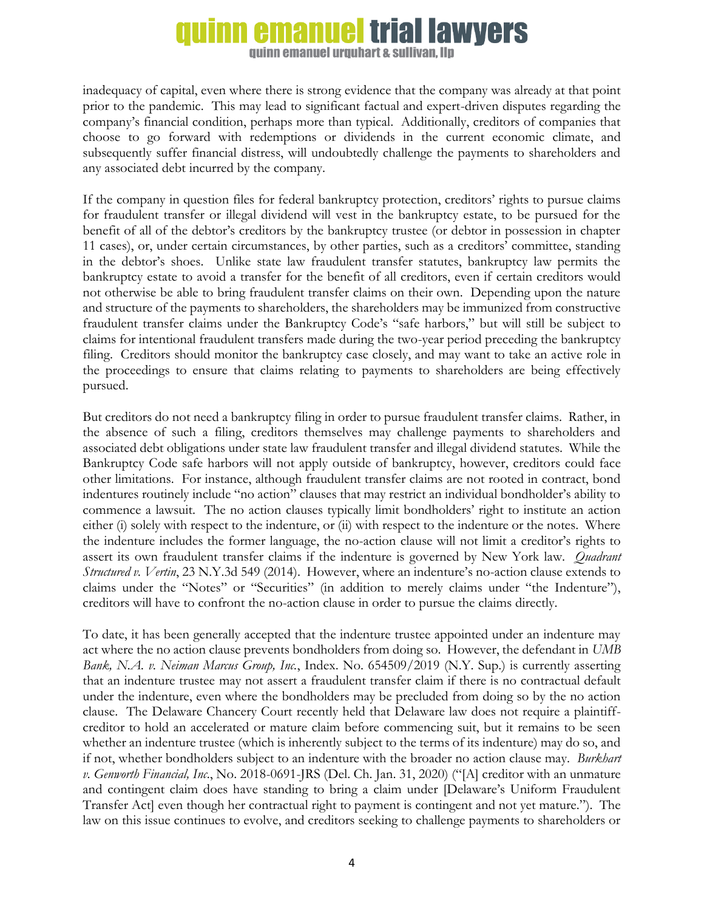inadequacy of capital, even where there is strong evidence that the company was already at that point prior to the pandemic. This may lead to significant factual and expert-driven disputes regarding the company's financial condition, perhaps more than typical. Additionally, creditors of companies that choose to go forward with redemptions or dividends in the current economic climate, and subsequently suffer financial distress, will undoubtedly challenge the payments to shareholders and any associated debt incurred by the company.

If the company in question files for federal bankruptcy protection, creditors' rights to pursue claims for fraudulent transfer or illegal dividend will vest in the bankruptcy estate, to be pursued for the benefit of all of the debtor's creditors by the bankruptcy trustee (or debtor in possession in chapter 11 cases), or, under certain circumstances, by other parties, such as a creditors' committee, standing in the debtor's shoes. Unlike state law fraudulent transfer statutes, bankruptcy law permits the bankruptcy estate to avoid a transfer for the benefit of all creditors, even if certain creditors would not otherwise be able to bring fraudulent transfer claims on their own. Depending upon the nature and structure of the payments to shareholders, the shareholders may be immunized from constructive fraudulent transfer claims under the Bankruptcy Code's "safe harbors," but will still be subject to claims for intentional fraudulent transfers made during the two-year period preceding the bankruptcy filing. Creditors should monitor the bankruptcy case closely, and may want to take an active role in the proceedings to ensure that claims relating to payments to shareholders are being effectively pursued.

But creditors do not need a bankruptcy filing in order to pursue fraudulent transfer claims. Rather, in the absence of such a filing, creditors themselves may challenge payments to shareholders and associated debt obligations under state law fraudulent transfer and illegal dividend statutes. While the Bankruptcy Code safe harbors will not apply outside of bankruptcy, however, creditors could face other limitations. For instance, although fraudulent transfer claims are not rooted in contract, bond indentures routinely include "no action" clauses that may restrict an individual bondholder's ability to commence a lawsuit. The no action clauses typically limit bondholders' right to institute an action either (i) solely with respect to the indenture, or (ii) with respect to the indenture or the notes. Where the indenture includes the former language, the no-action clause will not limit a creditor's rights to assert its own fraudulent transfer claims if the indenture is governed by New York law. *Quadrant Structured v. Vertin*, 23 N.Y.3d 549 (2014). However, where an indenture's no-action clause extends to claims under the "Notes" or "Securities" (in addition to merely claims under "the Indenture"), creditors will have to confront the no-action clause in order to pursue the claims directly.

To date, it has been generally accepted that the indenture trustee appointed under an indenture may act where the no action clause prevents bondholders from doing so. However, the defendant in *UMB Bank, N.A. v. Neiman Marcus Group, Inc.*, Index. No. 654509/2019 (N.Y. Sup.) is currently asserting that an indenture trustee may not assert a fraudulent transfer claim if there is no contractual default under the indenture, even where the bondholders may be precluded from doing so by the no action clause. The Delaware Chancery Court recently held that Delaware law does not require a plaintiff-creditor to hold an accelerated or mature claim before commencing suit, but it remains to be seen whether an indenture trustee (which is inherently subject to the terms of its indenture) may do so, and if not, whether bondholders subject to an indenture with the broader no action clause may. *Burkhart v. Genworth Financial, Inc.*, No. 2018-0691-JRS (Del. Ch. Jan. 31, 2020) ("[A] creditor with an unmature and contingent claim does have standing to bring a claim under [Delaware's Uniform Fraudulent Transfer Act] even though her contractual right to payment is contingent and not yet mature."). The law on this issue continues to evolve, and creditors seeking to challenge payments to shareholders or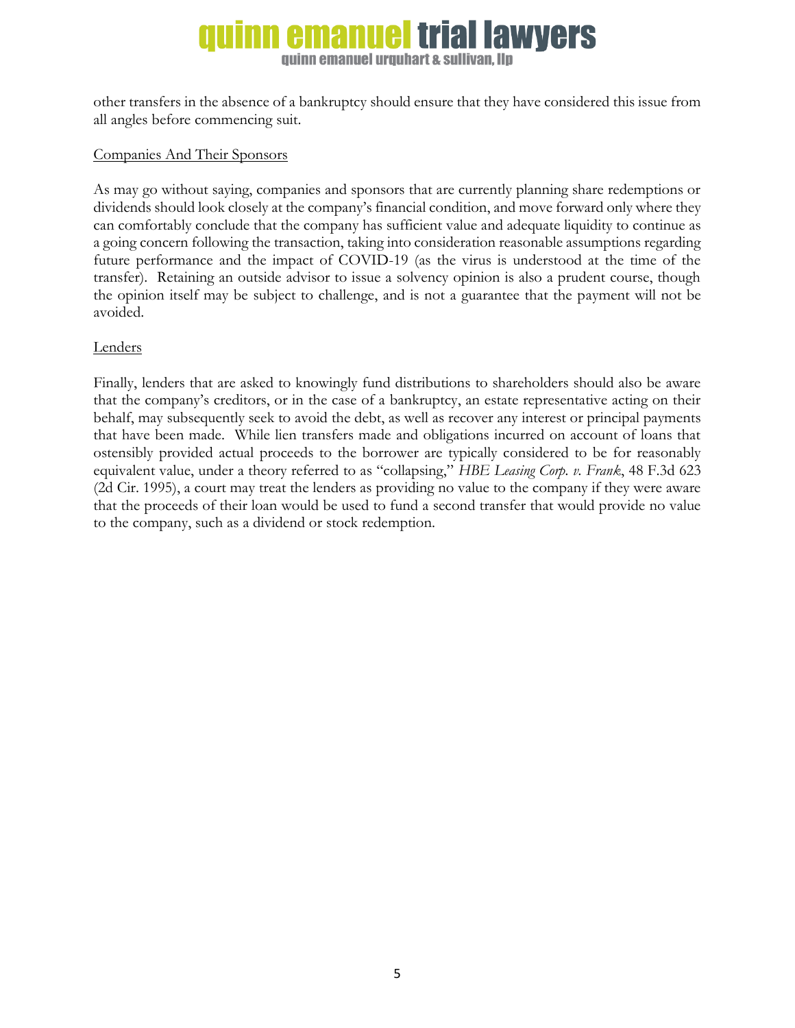other transfers in the absence of a bankruptcy should ensure that they have considered this issue from all angles before commencing suit.

<u>Companies And Their Sponsors</u>

As may go without saying, companies and sponsors that are currently planning share redemptions or dividends should look closely at the company's financial condition, and move forward only where they can comfortably conclude that the company has sufficient value and adequate liquidity to continue as a going concern following the transaction, taking into consideration reasonable assumptions regarding future performance and the impact of COVID-19 (as the virus is understood at the time of the transfer). Retaining an outside advisor to issue a solvency opinion is also a prudent course, though the opinion itself may be subject to challenge, and is not a guarantee that the payment will not be avoided.

<u>Lenders</u>

Finally, lenders that are asked to knowingly fund distributions to shareholders should also be aware that the company's creditors, or in the case of a bankruptcy, an estate representative acting on their behalf, may subsequently seek to avoid the debt, as well as recover any interest or principal payments that have been made. While lien transfers made and obligations incurred on account of loans that ostensibly provided actual proceeds to the borrower are typically considered to be for reasonably equivalent value, under a theory referred to as "collapsing," *HBE Leasing Corp. v. Frank*, 48 F.3d 623 (2d Cir. 1995), a court may treat the lenders as providing no value to the company if they were aware that the proceeds of their loan would be used to fund a second transfer that would provide no value to the company, such as a dividend or stock redemption.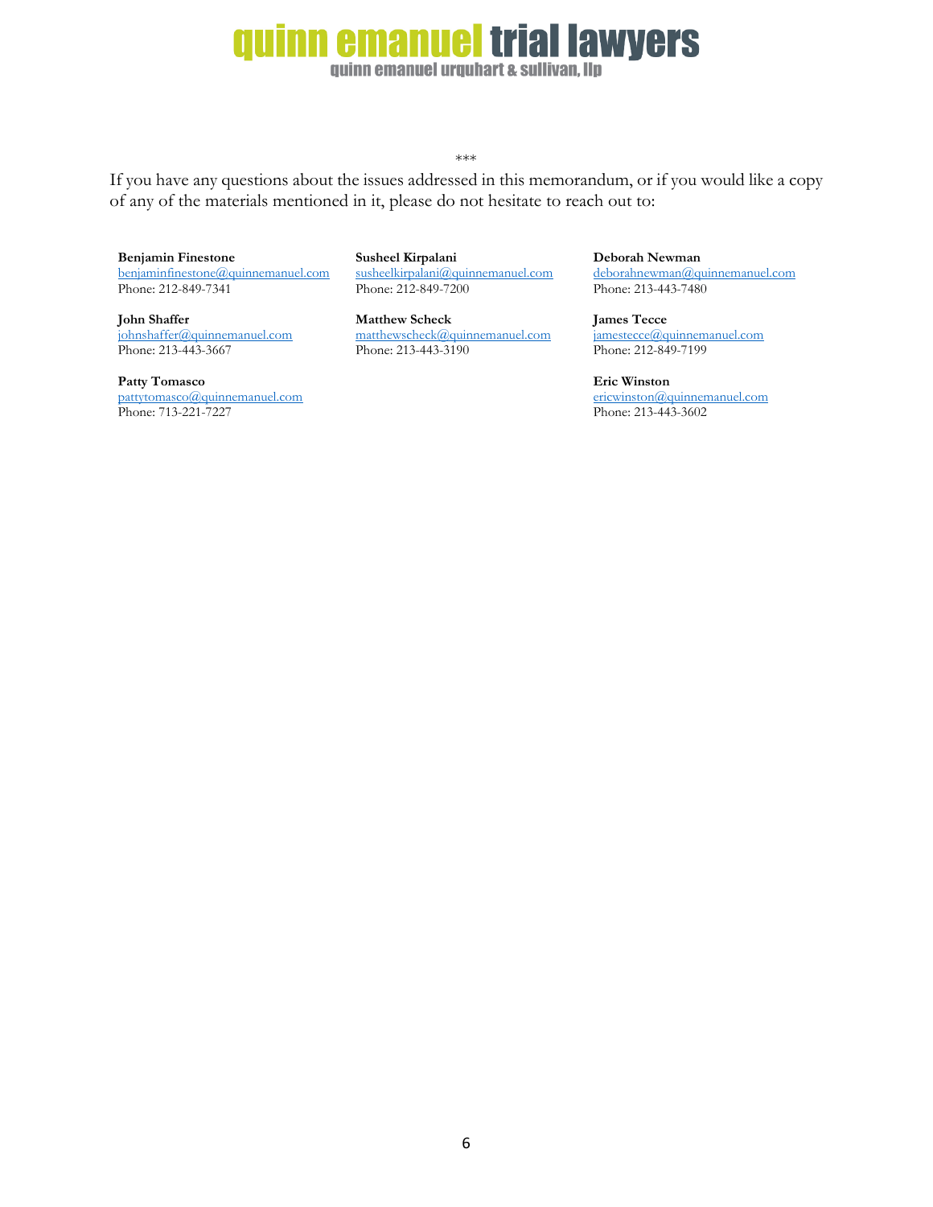\*\*\*

If you have any questions about the issues addressed in this memorandum, or if you would like a copy of any of the materials mentioned in it, please do not hesitate to reach out to:

**Benjamin Finestone**
benjaminfinestone@quinnemanuel.com
Phone: 212-849-7341

**John Shaffer**
johnshaffer@quinnemanuel.com
Phone: 213-443-3667

**Patty Tomasco**
pattytomasco@quinnemanuel.com
Phone: 713-221-7227

**Susheel Kirpalani**
susheelkirpalani@quinnemanuel.com
Phone: 212-849-7200

**Matthew Scheck**
matthewscheck@quinnemanuel.com
Phone: 213-443-3190

**Deborah Newman**
deborahnewman@quinnemanuel.com
Phone: 213-443-7480

**James Tecce**
jamestecce@quinnemanuel.com
Phone: 212-849-7199

**Eric Winston**
ericwinston@quinnemanuel.com
Phone: 213-443-3602